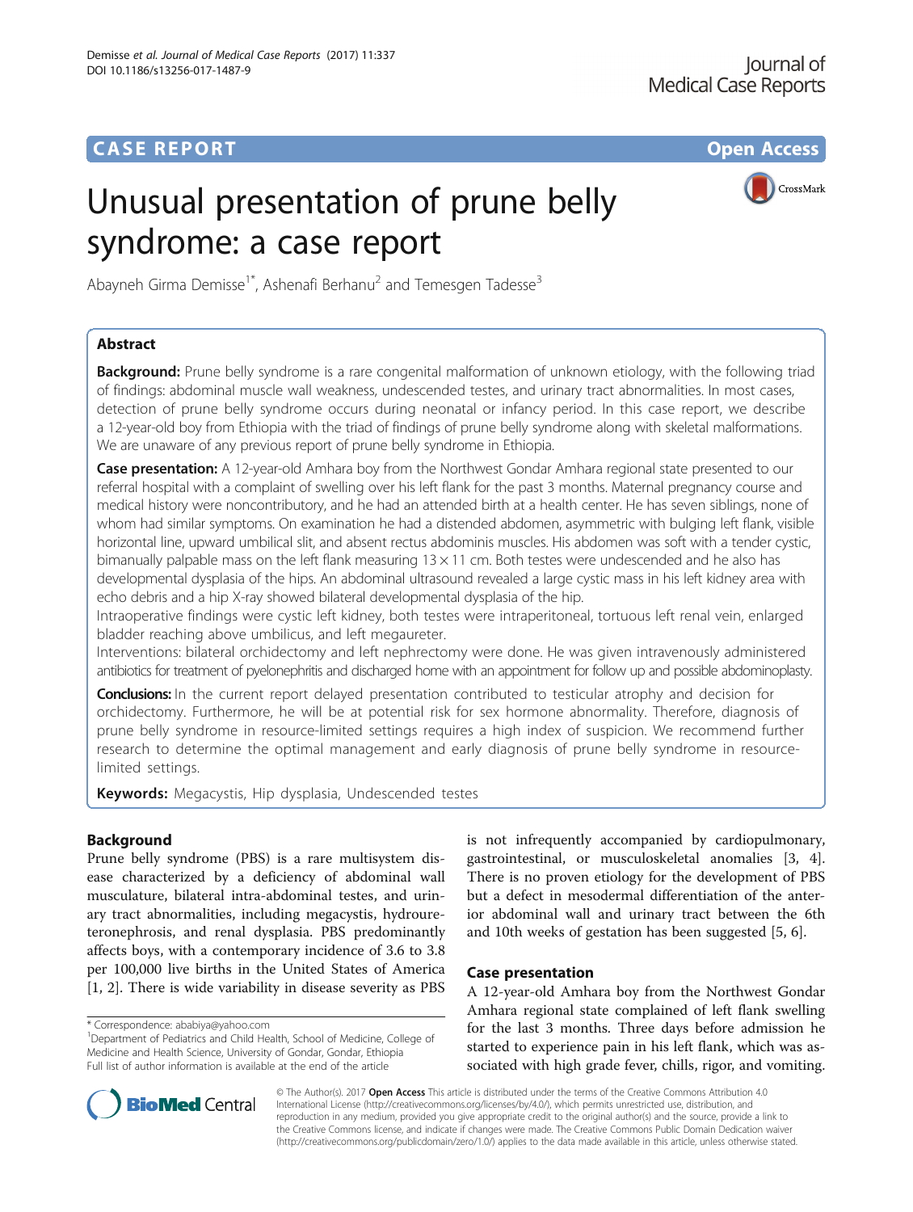CASE REPORT

Open Access

# Unusual presentation of prune belly syndrome: a case report

Abayneh Girma Demisse[1*], Ashenafi Berhanu[2] and Temesgen Tadesse[3]

## Abstract

**Background:** Prune belly syndrome is a rare congenital malformation of unknown etiology, with the following triad of findings: abdominal muscle wall weakness, undescended testes, and urinary tract abnormalities. In most cases, detection of prune belly syndrome occurs during neonatal or infancy period. In this case report, we describe a 12-year-old boy from Ethiopia with the triad of findings of prune belly syndrome along with skeletal malformations. We are unaware of any previous report of prune belly syndrome in Ethiopia.

**Case presentation:** A 12-year-old Amhara boy from the Northwest Gondar Amhara regional state presented to our referral hospital with a complaint of swelling over his left flank for the past 3 months. Maternal pregnancy course and medical history were noncontributory, and he had an attended birth at a health center. He has seven siblings, none of whom had similar symptoms. On examination he had a distended abdomen, asymmetric with bulging left flank, visible horizontal line, upward umbilical slit, and absent rectus abdominis muscles. His abdomen was soft with a tender cystic, bimanually palpable mass on the left flank measuring 13 × 11 cm. Both testes were undescended and he also has developmental dysplasia of the hips. An abdominal ultrasound revealed a large cystic mass in his left kidney area with echo debris and a hip X-ray showed bilateral developmental dysplasia of the hip.

Intraoperative findings were cystic left kidney, both testes were intraperitoneal, tortuous left renal vein, enlarged bladder reaching above umbilicus, and left megaureter.

Interventions: bilateral orchidectomy and left nephrectomy were done. He was given intravenously administered antibiotics for treatment of pyelonephritis and discharged home with an appointment for follow up and possible abdominoplasty.

**Conclusions:** In the current report delayed presentation contributed to testicular atrophy and decision for orchidectomy. Furthermore, he will be at potential risk for sex hormone abnormality. Therefore, diagnosis of prune belly syndrome in resource-limited settings requires a high index of suspicion. We recommend further research to determine the optimal management and early diagnosis of prune belly syndrome in resource-limited settings.

**Keywords:** Megacystis, Hip dysplasia, Undescended testes

## Background

Prune belly syndrome (PBS) is a rare multisystem disease characterized by a deficiency of abdominal wall musculature, bilateral intra-abdominal testes, and urinary tract abnormalities, including megacystis, hydroureteronephrosis, and renal dysplasia. PBS predominantly affects boys, with a contemporary incidence of 3.6 to 3.8 per 100,000 live births in the United States of America [1, 2]. There is wide variability in disease severity as PBS is not infrequently accompanied by cardiopulmonary, gastrointestinal, or musculoskeletal anomalies [3, 4]. There is no proven etiology for the development of PBS but a defect in mesodermal differentiation of the anterior abdominal wall and urinary tract between the 6th and 10th weeks of gestation has been suggested [5, 6].

## Case presentation

A 12-year-old Amhara boy from the Northwest Gondar Amhara regional state complained of left flank swelling for the last 3 months. Three days before admission he started to experience pain in his left flank, which was associated with high grade fever, chills, rigor, and vomiting.

\* Correspondence: ababiya@yahoo.com

[1]Department of Pediatrics and Child Health, School of Medicine, College of Medicine and Health Science, University of Gondar, Gondar, Ethiopia

Full list of author information is available at the end of the article

© The Author(s). 2017 **Open Access** This article is distributed under the terms of the Creative Commons Attribution 4.0 International License (http://creativecommons.org/licenses/by/4.0/), which permits unrestricted use, distribution, and reproduction in any medium, provided you give appropriate credit to the original author(s) and the source, provide a link to the Creative Commons license, and indicate if changes were made. The Creative Commons Public Domain Dedication waiver (http://creativecommons.org/publicdomain/zero/1.0/) applies to the data made available in this article, unless otherwise stated.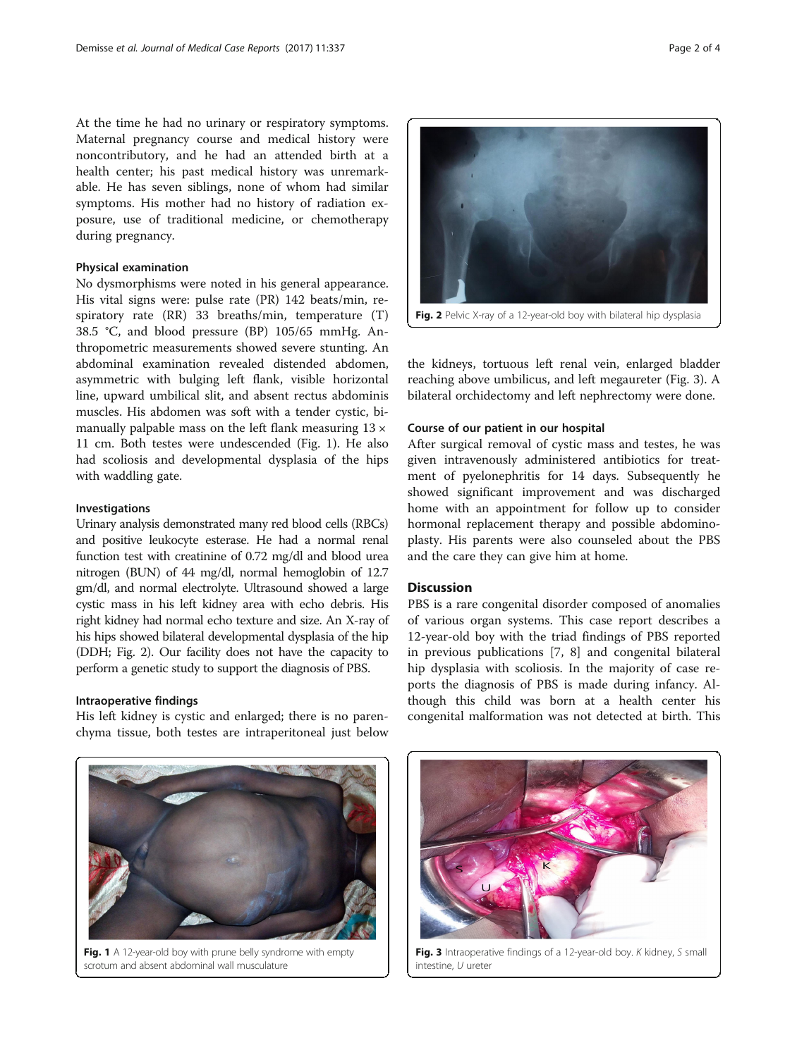At the time he had no urinary or respiratory symptoms. Maternal pregnancy course and medical history were noncontributory, and he had an attended birth at a health center; his past medical history was unremarkable. He has seven siblings, none of whom had similar symptoms. His mother had no history of radiation exposure, use of traditional medicine, or chemotherapy during pregnancy.

### Physical examination

No dysmorphisms were noted in his general appearance. His vital signs were: pulse rate (PR) 142 beats/min, respiratory rate (RR) 33 breaths/min, temperature (T) 38.5 °C, and blood pressure (BP) 105/65 mmHg. Anthropometric measurements showed severe stunting. An abdominal examination revealed distended abdomen, asymmetric with bulging left flank, visible horizontal line, upward umbilical slit, and absent rectus abdominis muscles. His abdomen was soft with a tender cystic, bimanually palpable mass on the left flank measuring 13 × 11 cm. Both testes were undescended (Fig. 1). He also had scoliosis and developmental dysplasia of the hips with waddling gate.

### Investigations

Urinary analysis demonstrated many red blood cells (RBCs) and positive leukocyte esterase. He had a normal renal function test with creatinine of 0.72 mg/dl and blood urea nitrogen (BUN) of 44 mg/dl, normal hemoglobin of 12.7 gm/dl, and normal electrolyte. Ultrasound showed a large cystic mass in his left kidney area with echo debris. His right kidney had normal echo texture and size. An X-ray of his hips showed bilateral developmental dysplasia of the hip (DDH; Fig. 2). Our facility does not have the capacity to perform a genetic study to support the diagnosis of PBS.

### Intraoperative findings

His left kidney is cystic and enlarged; there is no parenchyma tissue, both testes are intraperitoneal just below the kidneys, tortuous left renal vein, enlarged bladder reaching above umbilicus, and left megaureter (Fig. 3). A bilateral orchidectomy and left nephrectomy were done.

**Fig. 2** Pelvic X-ray of a 12-year-old boy with bilateral hip dysplasia

### Course of our patient in our hospital

After surgical removal of cystic mass and testes, he was given intravenously administered antibiotics for treatment of pyelonephritis for 14 days. Subsequently he showed significant improvement and was discharged home with an appointment for follow up to consider hormonal replacement therapy and possible abdominoplasty. His parents were also counseled about the PBS and the care they can give him at home.

## Discussion

PBS is a rare congenital disorder composed of anomalies of various organ systems. This case report describes a 12-year-old boy with the triad findings of PBS reported in previous publications [7, 8] and congenital bilateral hip dysplasia with scoliosis. In the majority of case reports the diagnosis of PBS is made during infancy. Although this child was born at a health center his congenital malformation was not detected at birth. This

**Fig. 1** A 12-year-old boy with prune belly syndrome with empty scrotum and absent abdominal wall musculature

**Fig. 3** Intraoperative findings of a 12-year-old boy. *K* kidney, *S* small intestine, *U* ureter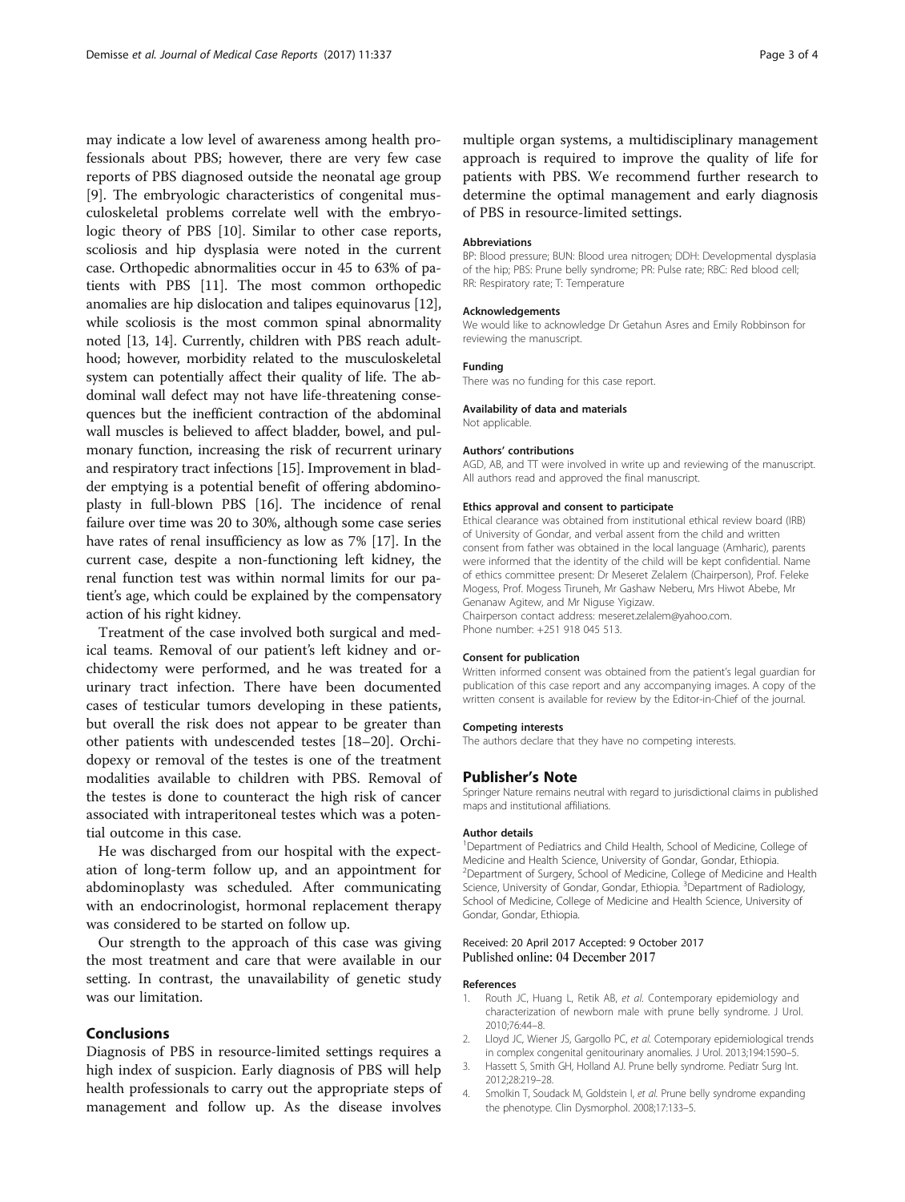may indicate a low level of awareness among health professionals about PBS; however, there are very few case reports of PBS diagnosed outside the neonatal age group [9]. The embryologic characteristics of congenital musculoskeletal problems correlate well with the embryologic theory of PBS [10]. Similar to other case reports, scoliosis and hip dysplasia were noted in the current case. Orthopedic abnormalities occur in 45 to 63% of patients with PBS [11]. The most common orthopedic anomalies are hip dislocation and talipes equinovarus [12], while scoliosis is the most common spinal abnormality noted [13, 14]. Currently, children with PBS reach adulthood; however, morbidity related to the musculoskeletal system can potentially affect their quality of life. The abdominal wall defect may not have life-threatening consequences but the inefficient contraction of the abdominal wall muscles is believed to affect bladder, bowel, and pulmonary function, increasing the risk of recurrent urinary and respiratory tract infections [15]. Improvement in bladder emptying is a potential benefit of offering abdominoplasty in full-blown PBS [16]. The incidence of renal failure over time was 20 to 30%, although some case series have rates of renal insufficiency as low as 7% [17]. In the current case, despite a non-functioning left kidney, the renal function test was within normal limits for our patient's age, which could be explained by the compensatory action of his right kidney.

Treatment of the case involved both surgical and medical teams. Removal of our patient's left kidney and orchidectomy were performed, and he was treated for a urinary tract infection. There have been documented cases of testicular tumors developing in these patients, but overall the risk does not appear to be greater than other patients with undescended testes [18–20]. Orchidopexy or removal of the testes is one of the treatment modalities available to children with PBS. Removal of the testes is done to counteract the high risk of cancer associated with intraperitoneal testes which was a potential outcome in this case.

He was discharged from our hospital with the expectation of long-term follow up, and an appointment for abdominoplasty was scheduled. After communicating with an endocrinologist, hormonal replacement therapy was considered to be started on follow up.

Our strength to the approach of this case was giving the most treatment and care that were available in our setting. In contrast, the unavailability of genetic study was our limitation.

## Conclusions

Diagnosis of PBS in resource-limited settings requires a high index of suspicion. Early diagnosis of PBS will help health professionals to carry out the appropriate steps of management and follow up. As the disease involves multiple organ systems, a multidisciplinary management approach is required to improve the quality of life for patients with PBS. We recommend further research to determine the optimal management and early diagnosis of PBS in resource-limited settings.

#### Abbreviations

BP: Blood pressure; BUN: Blood urea nitrogen; DDH: Developmental dysplasia of the hip; PBS: Prune belly syndrome; PR: Pulse rate; RBC: Red blood cell; RR: Respiratory rate; T: Temperature

#### Acknowledgements

We would like to acknowledge Dr Getahun Asres and Emily Robbinson for reviewing the manuscript.

#### Funding

There was no funding for this case report.

#### Availability of data and materials

Not applicable.

#### Authors' contributions

AGD, AB, and TT were involved in write up and reviewing of the manuscript. All authors read and approved the final manuscript.

#### Ethics approval and consent to participate

Ethical clearance was obtained from institutional ethical review board (IRB) of University of Gondar, and verbal assent from the child and written consent from father was obtained in the local language (Amharic), parents were informed that the identity of the child will be kept confidential. Name of ethics committee present: Dr Meseret Zelalem (Chairperson), Prof. Feleke Mogess, Prof. Mogess Tiruneh, Mr Gashaw Neberu, Mrs Hiwot Abebe, Mr Genanaw Agitew, and Mr Niguse Yigizaw.
Chairperson contact address: meseret.zelalem@yahoo.com.
Phone number: +251 918 045 513.

#### Consent for publication

Written informed consent was obtained from the patient's legal guardian for publication of this case report and any accompanying images. A copy of the written consent is available for review by the Editor-in-Chief of the journal.

#### Competing interests

The authors declare that they have no competing interests.

### Publisher's Note

Springer Nature remains neutral with regard to jurisdictional claims in published maps and institutional affiliations.

#### Author details

[1]Department of Pediatrics and Child Health, School of Medicine, College of Medicine and Health Science, University of Gondar, Gondar, Ethiopia. [2]Department of Surgery, School of Medicine, College of Medicine and Health Science, University of Gondar, Gondar, Ethiopia. [3]Department of Radiology, School of Medicine, College of Medicine and Health Science, University of Gondar, Gondar, Ethiopia.

Received: 20 April 2017 Accepted: 9 October 2017
Published online: 04 December 2017

#### References

1. Routh JC, Huang L, Retik AB, *et al*. Contemporary epidemiology and characterization of newborn male with prune belly syndrome. J Urol. 2010;76:44–8.
2. Lloyd JC, Wiener JS, Gargollo PC, *et al*. Cotemporary epidemiological trends in complex congenital genitourinary anomalies. J Urol. 2013;194:1590–5.
3. Hassett S, Smith GH, Holland AJ. Prune belly syndrome. Pediatr Surg Int. 2012;28:219–28.
4. Smolkin T, Soudack M, Goldstein I, *et al*. Prune belly syndrome expanding the phenotype. Clin Dysmorphol. 2008;17:133–5.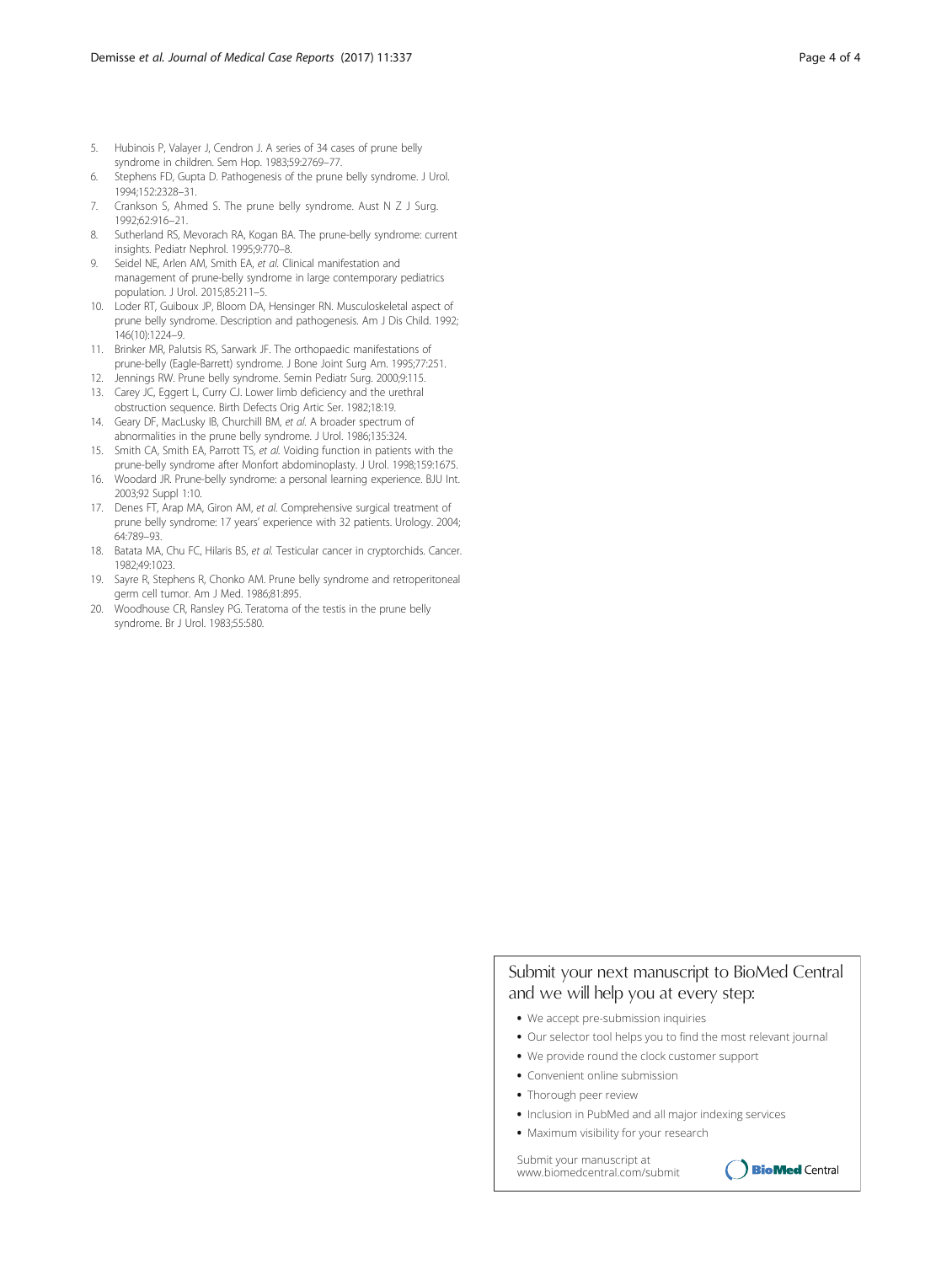5. Hubinois P, Valayer J, Cendron J. A series of 34 cases of prune belly syndrome in children. Sem Hop. 1983;59:2769–77.
6. Stephens FD, Gupta D. Pathogenesis of the prune belly syndrome. J Urol. 1994;152:2328–31.
7. Crankson S, Ahmed S. The prune belly syndrome. Aust N Z J Surg. 1992;62:916–21.
8. Sutherland RS, Mevorach RA, Kogan BA. The prune-belly syndrome: current insights. Pediatr Nephrol. 1995;9:770–8.
9. Seidel NE, Arlen AM, Smith EA, *et al.* Clinical manifestation and management of prune-belly syndrome in large contemporary pediatrics population. J Urol. 2015;85:211–5.
10. Loder RT, Guiboux JP, Bloom DA, Hensinger RN. Musculoskeletal aspect of prune belly syndrome. Description and pathogenesis. Am J Dis Child. 1992; 146(10):1224–9.
11. Brinker MR, Palutsis RS, Sarwark JF. The orthopaedic manifestations of prune-belly (Eagle-Barrett) syndrome. J Bone Joint Surg Am. 1995;77:251.
12. Jennings RW. Prune belly syndrome. Semin Pediatr Surg. 2000;9:115.
13. Carey JC, Eggert L, Curry CJ. Lower limb deficiency and the urethral obstruction sequence. Birth Defects Orig Artic Ser. 1982;18:19.
14. Geary DF, MacLusky IB, Churchill BM, *et al.* A broader spectrum of abnormalities in the prune belly syndrome. J Urol. 1986;135:324.
15. Smith CA, Smith EA, Parrott TS, *et al.* Voiding function in patients with the prune-belly syndrome after Monfort abdominoplasty. J Urol. 1998;159:1675.
16. Woodard JR. Prune-belly syndrome: a personal learning experience. BJU Int. 2003;92 Suppl 1:10.
17. Denes FT, Arap MA, Giron AM, *et al.* Comprehensive surgical treatment of prune belly syndrome: 17 years' experience with 32 patients. Urology. 2004; 64:789–93.
18. Batata MA, Chu FC, Hilaris BS, *et al.* Testicular cancer in cryptorchids. Cancer. 1982;49:1023.
19. Sayre R, Stephens R, Chonko AM. Prune belly syndrome and retroperitoneal germ cell tumor. Am J Med. 1986;81:895.
20. Woodhouse CR, Ransley PG. Teratoma of the testis in the prune belly syndrome. Br J Urol. 1983;55:580.

Submit your next manuscript to BioMed Central and we will help you at every step:

- We accept pre-submission inquiries
- Our selector tool helps you to find the most relevant journal
- We provide round the clock customer support
- Convenient online submission
- Thorough peer review
- Inclusion in PubMed and all major indexing services
- Maximum visibility for your research

Submit your manuscript at
www.biomedcentral.com/submit

BioMed Central